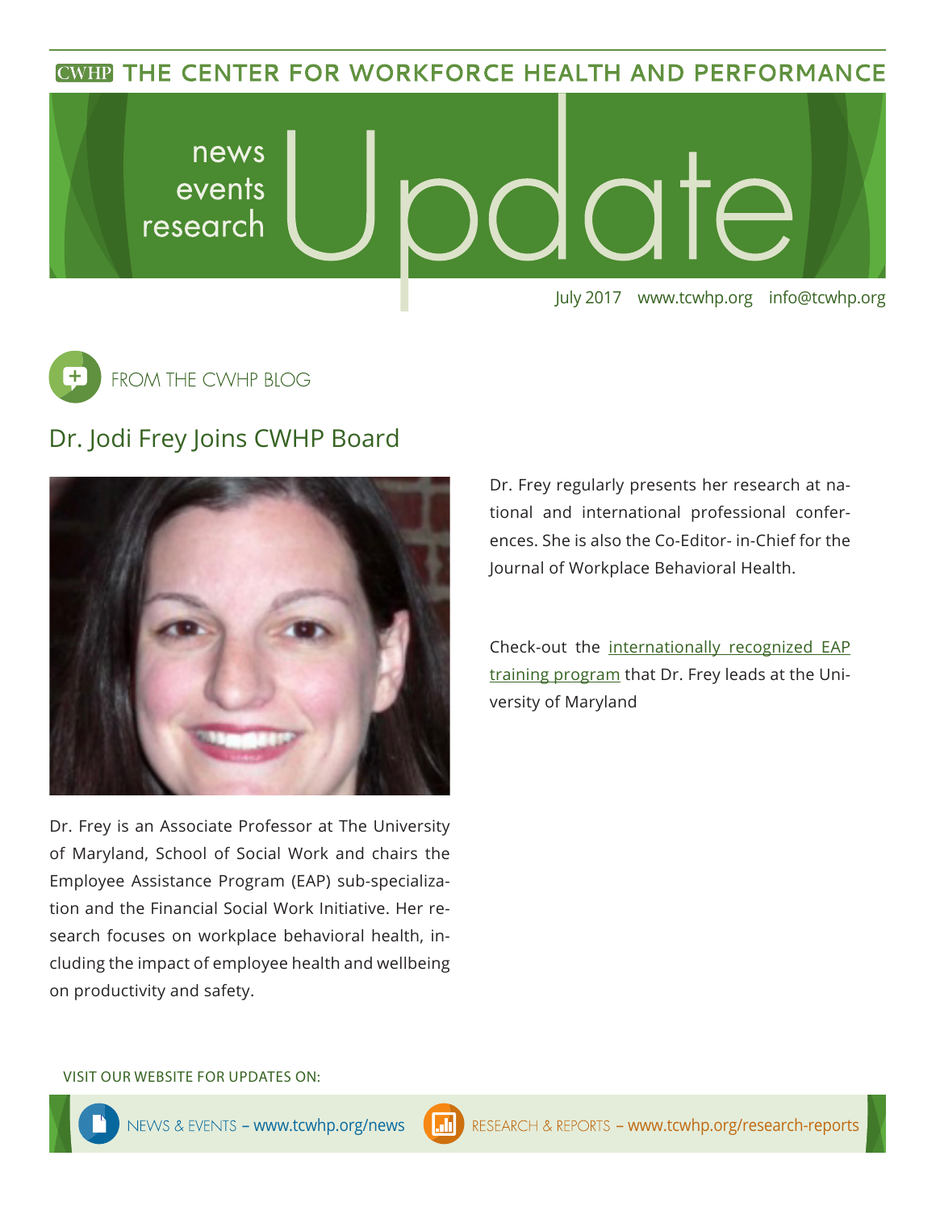CWHP THE CENTER FOR WORKFORCE HEALTH AND PERFORMANCE

# news events research Update

July 2017 www.tcwhp.org info@tcwhp.org

FROM THE CWHP BLOG

## Dr. Jodi Frey Joins CWHP Board

Dr. Frey is an Associate Professor at The University of Maryland, School of Social Work and chairs the Employee Assistance Program (EAP) sub-specialization and the Financial Social Work Initiative. Her research focuses on workplace behavioral health, including the impact of employee health and wellbeing on productivity and safety.

Dr. Frey regularly presents her research at national and international professional conferences. She is also the Co-Editor- in-Chief for the Journal of Workplace Behavioral Health.

Check-out the internationally recognized EAP training program that Dr. Frey leads at the University of Maryland

VISIT OUR WEBSITE FOR UPDATES ON:

NEWS & EVENTS – www.tcwhp.org/news

RESEARCH & REPORTS – www.tcwhp.org/research-reports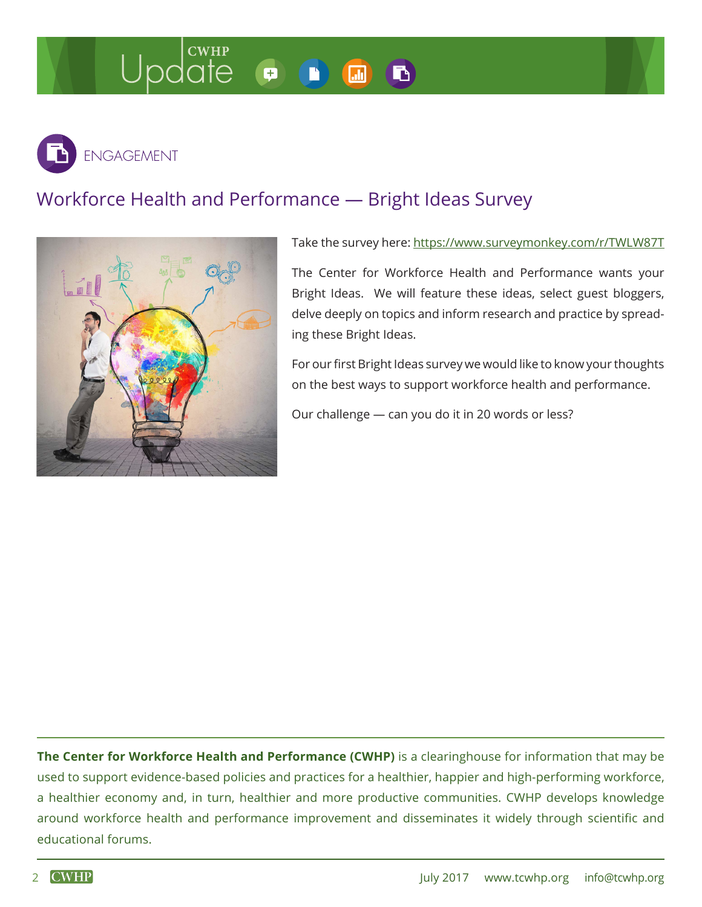## ENGAGEMENT

# Workforce Health and Performance — Bright Ideas Survey

Take the survey here: https://www.surveymonkey.com/r/TWLW87T

The Center for Workforce Health and Performance wants your Bright Ideas. We will feature these ideas, select guest bloggers, delve deeply on topics and inform research and practice by spreading these Bright Ideas.

For our first Bright Ideas survey we would like to know your thoughts on the best ways to support workforce health and performance.

Our challenge — can you do it in 20 words or less?

---

**The Center for Workforce Health and Performance (CWHP)** is a clearinghouse for information that may be used to support evidence-based policies and practices for a healthier, happier and high-performing workforce, a healthier economy and, in turn, healthier and more productive communities. CWHP develops knowledge around workforce health and performance improvement and disseminates it widely through scientific and educational forums.

July 2017 www.tcwhp.org info@tcwhp.org